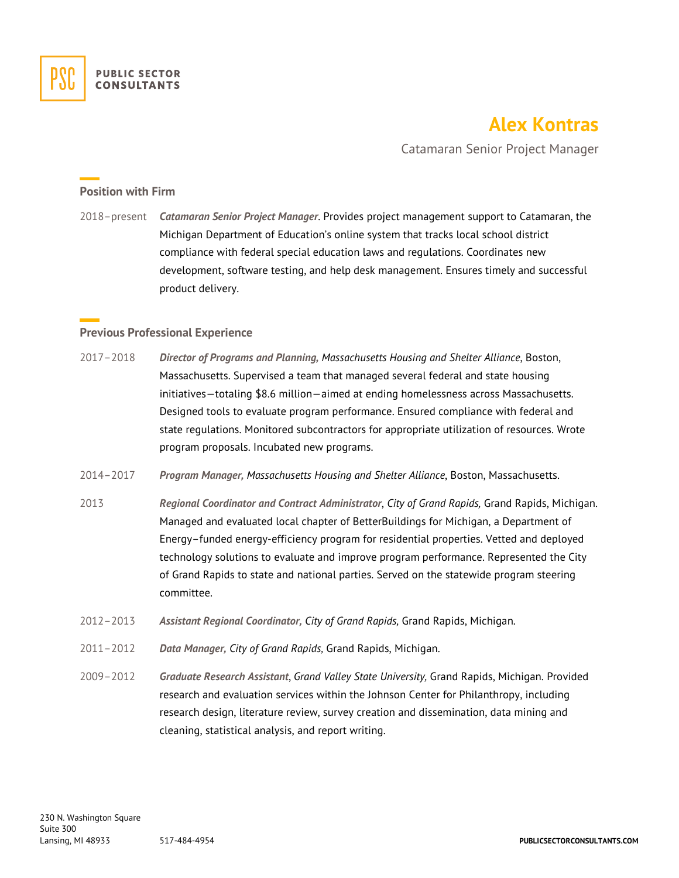**PUBLIC SECTOR CONSULTANTS**

# Alex Kontras

Catamaran Senior Project Manager

## Position with Firm

2018–present **_Catamaran Senior Project Manager_**. Provides project management support to Catamaran, the Michigan Department of Education's online system that tracks local school district compliance with federal special education laws and regulations. Coordinates new development, software testing, and help desk management. Ensures timely and successful product delivery.

## Previous Professional Experience

2017–2018 **_Director of Programs and Planning,_** *Massachusetts Housing and Shelter Alliance*, Boston, Massachusetts. Supervised a team that managed several federal and state housing initiatives—totaling $8.6 million—aimed at ending homelessness across Massachusetts. Designed tools to evaluate program performance. Ensured compliance with federal and state regulations. Monitored subcontractors for appropriate utilization of resources. Wrote program proposals. Incubated new programs.

2014–2017 **_Program Manager,_** *Massachusetts Housing and Shelter Alliance*, Boston, Massachusetts.

2013 **_Regional Coordinator and Contract Administrator_**, *City of Grand Rapids,* Grand Rapids, Michigan. Managed and evaluated local chapter of BetterBuildings for Michigan, a Department of Energy–funded energy-efficiency program for residential properties. Vetted and deployed technology solutions to evaluate and improve program performance. Represented the City of Grand Rapids to state and national parties. Served on the statewide program steering committee.

2012–2013 **_Assistant Regional Coordinator,_** *City of Grand Rapids,* Grand Rapids, Michigan.

2011–2012 **_Data Manager,_** *City of Grand Rapids,* Grand Rapids, Michigan.

2009–2012 **_Graduate Research Assistant_**, *Grand Valley State University,* Grand Rapids, Michigan. Provided research and evaluation services within the Johnson Center for Philanthropy, including research design, literature review, survey creation and dissemination, data mining and cleaning, statistical analysis, and report writing.

230 N. Washington Square
Suite 300
Lansing, MI 48933 517-484-4954 **PUBLICSECTORCONSULTANTS.COM**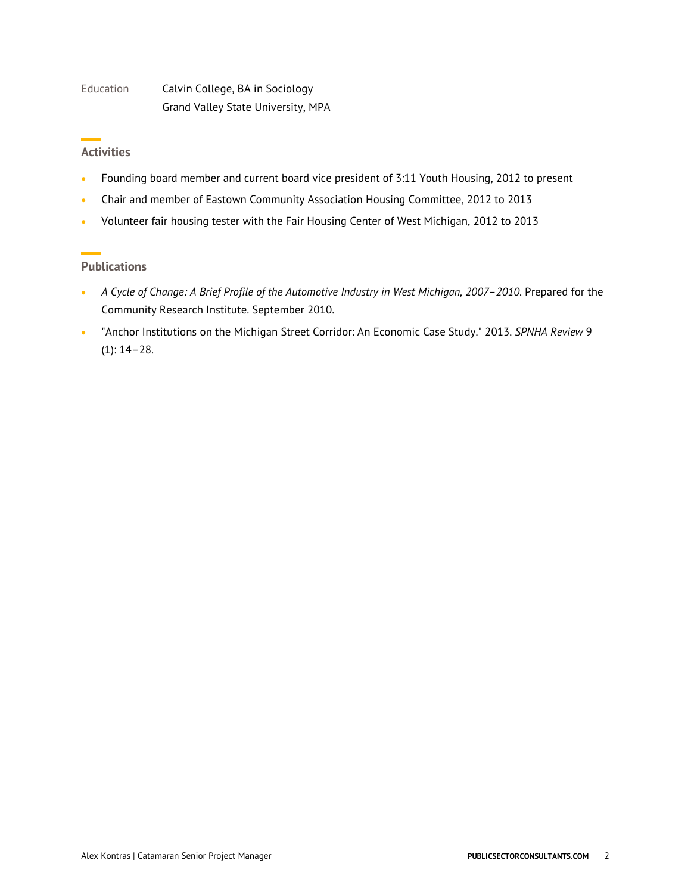Education Calvin College, BA in Sociology
Grand Valley State University, MPA

## Activities

- Founding board member and current board vice president of 3:11 Youth Housing, 2012 to present
- Chair and member of Eastown Community Association Housing Committee, 2012 to 2013
- Volunteer fair housing tester with the Fair Housing Center of West Michigan, 2012 to 2013

## Publications

- *A Cycle of Change: A Brief Profile of the Automotive Industry in West Michigan, 2007–2010*. Prepared for the Community Research Institute. September 2010.
- "Anchor Institutions on the Michigan Street Corridor: An Economic Case Study." 2013. *SPNHA Review* 9 (1): 14–28.